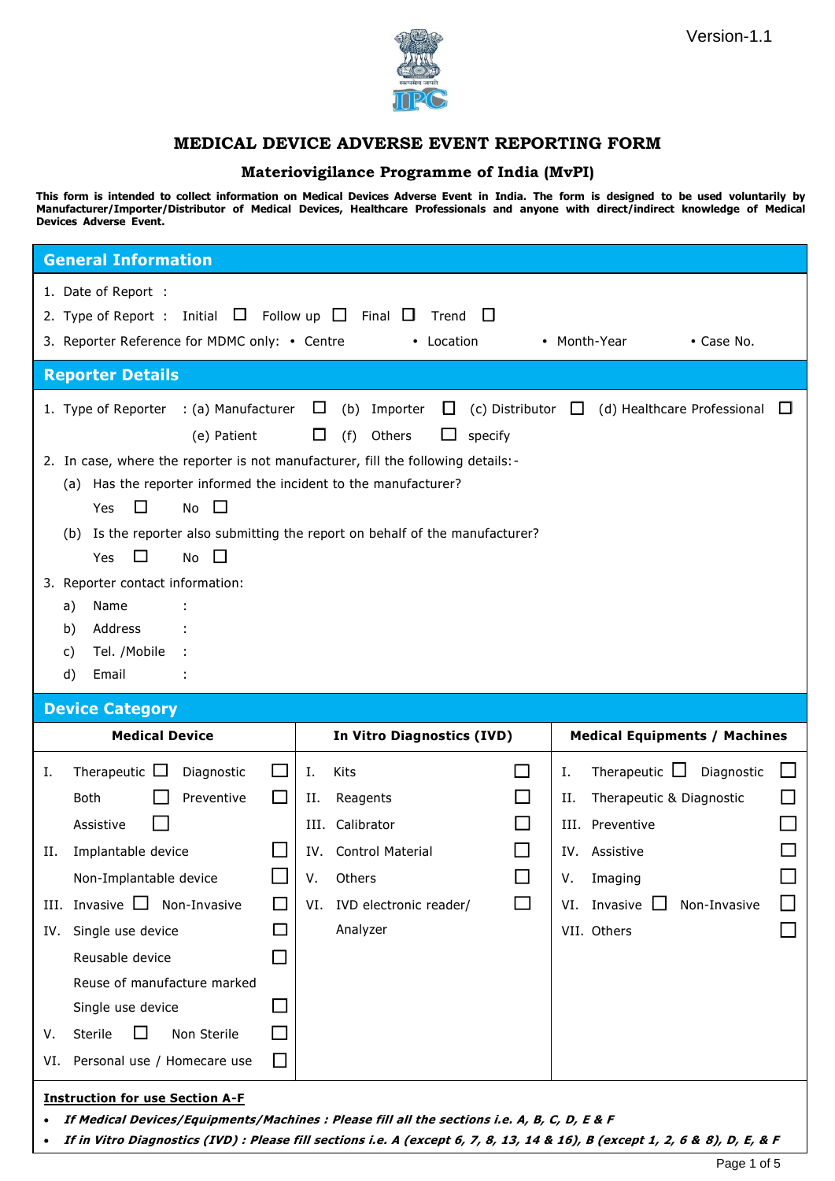Version-1.1

# MEDICAL DEVICE ADVERSE EVENT REPORTING FORM

## Materiovigilance Programme of India (MvPI)

**This form is intended to collect information on Medical Devices Adverse Event in India. The form is designed to be used voluntarily by Manufacturer/Importer/Distributor of Medical Devices, Healthcare Professionals and anyone with direct/indirect knowledge of Medical Devices Adverse Event.**

## General Information

1. Date of Report :
2. Type of Report : Initial ☐ Follow up ☐ Final ☐ Trend ☐
3. Reporter Reference for MDMC only: • Centre • Location • Month-Year • Case No.

## Reporter Details

1. Type of Reporter : (a) Manufacturer ☐ (b) Importer ☐ (c) Distributor ☐ (d) Healthcare Professional ☐
   (e) Patient ☐ (f) Others ☐ specify
2. In case, where the reporter is not manufacturer, fill the following details:-
   (a) Has the reporter informed the incident to the manufacturer?
   Yes ☐ No ☐
   (b) Is the reporter also submitting the report on behalf of the manufacturer?
   Yes ☐ No ☐
3. Reporter contact information:
   a) Name :
   b) Address :
   c) Tel. /Mobile :
   d) Email :

## Device Category

| Medical Device | In Vitro Diagnostics (IVD) | Medical Equipments / Machines |
|---|---|---|
| I. Therapeutic ☐ Diagnostic ☐ | I. Kits ☐ | I. Therapeutic ☐ Diagnostic ☐ |
| Both ☐ Preventive ☐ | II. Reagents ☐ | II. Therapeutic & Diagnostic ☐ |
| Assistive ☐ | III. Calibrator ☐ | III. Preventive ☐ |
| II. Implantable device ☐ | IV. Control Material ☐ | IV. Assistive ☐ |
| Non-Implantable device ☐ | V. Others ☐ | V. Imaging ☐ |
| III. Invasive ☐ Non-Invasive ☐ | VI. IVD electronic reader/ Analyzer ☐ | VI. Invasive ☐ Non-Invasive ☐ |
| IV. Single use device ☐ | | VII. Others ☐ |
| Reusable device ☐ | | |
| Reuse of manufacture marked Single use device ☐ | | |
| V. Sterile ☐ Non Sterile ☐ | | |
| VI. Personal use / Homecare use ☐ | | |

**Instruction for use Section A-F**

- ***If Medical Devices/Equipments/Machines : Please fill all the sections i.e. A, B, C, D, E & F***
- ***If in Vitro Diagnostics (IVD) : Please fill sections i.e. A (except 6, 7, 8, 13, 14 & 16), B (except 1, 2, 6 & 8), D, E, & F***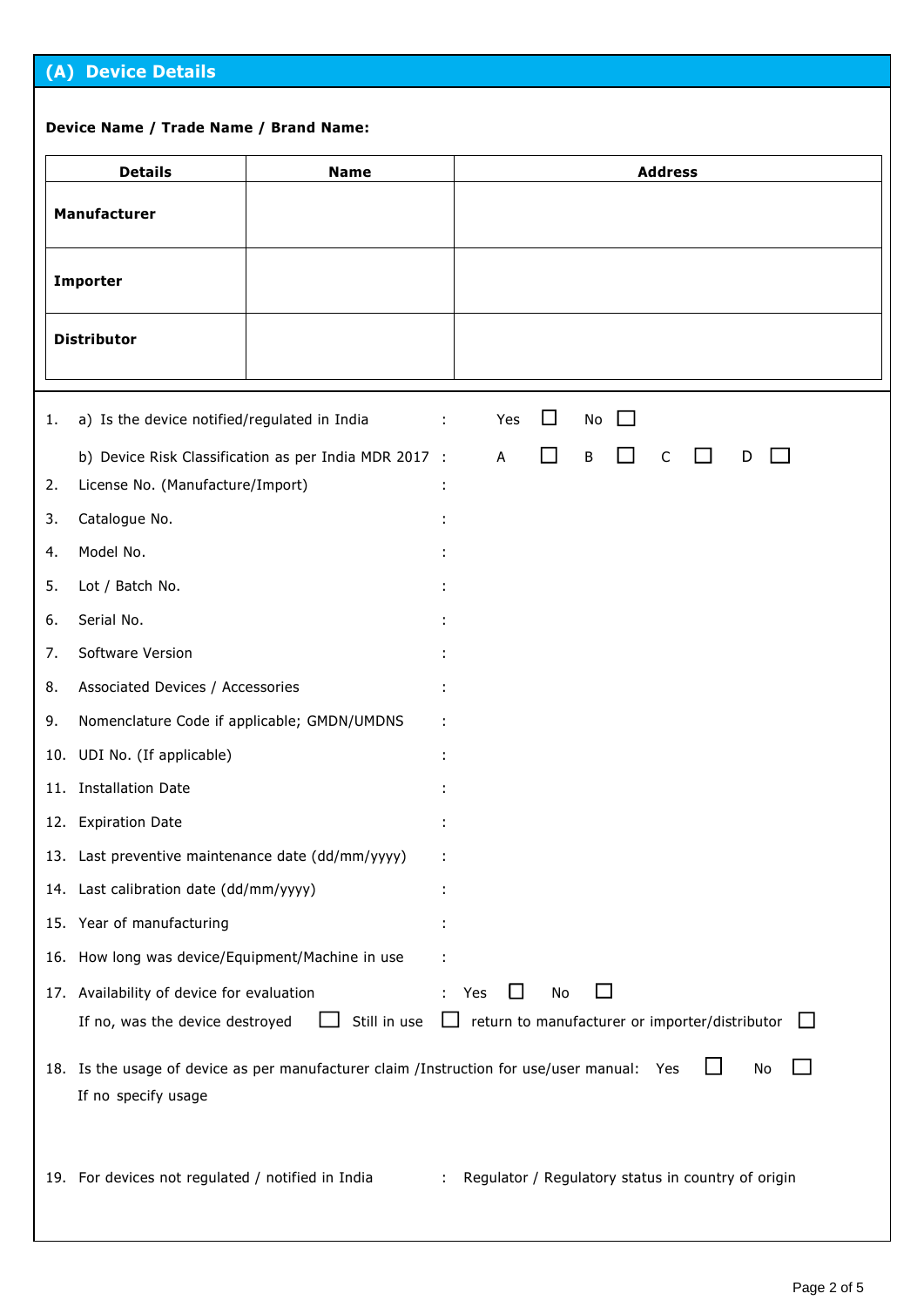## (A) Device Details

**Device Name / Trade Name / Brand Name:**

| Details | Name | Address |
|---|---|---|
| **Manufacturer** | | |
| **Importer** | | |
| **Distributor** | | |

1. a) Is the device notified/regulated in India : Yes ☐ No ☐

   b) Device Risk Classification as per India MDR 2017 : A ☐ B ☐ C ☐ D ☐

2. License No. (Manufacture/Import) :
3. Catalogue No. :
4. Model No. :
5. Lot / Batch No. :
6. Serial No. :
7. Software Version :
8. Associated Devices / Accessories :
9. Nomenclature Code if applicable; GMDN/UMDNS :
10. UDI No. (If applicable) :
11. Installation Date :
12. Expiration Date :
13. Last preventive maintenance date (dd/mm/yyyy) :
14. Last calibration date (dd/mm/yyyy) :
15. Year of manufacturing :
16. How long was device/Equipment/Machine in use :
17. Availability of device for evaluation : Yes ☐ No ☐

    If no, was the device destroyed ☐ Still in use ☐ return to manufacturer or importer/distributor ☐

18. Is the usage of device as per manufacturer claim /Instruction for use/user manual: Yes ☐ No ☐

    If no specify usage

19. For devices not regulated / notified in India : Regulator / Regulatory status in country of origin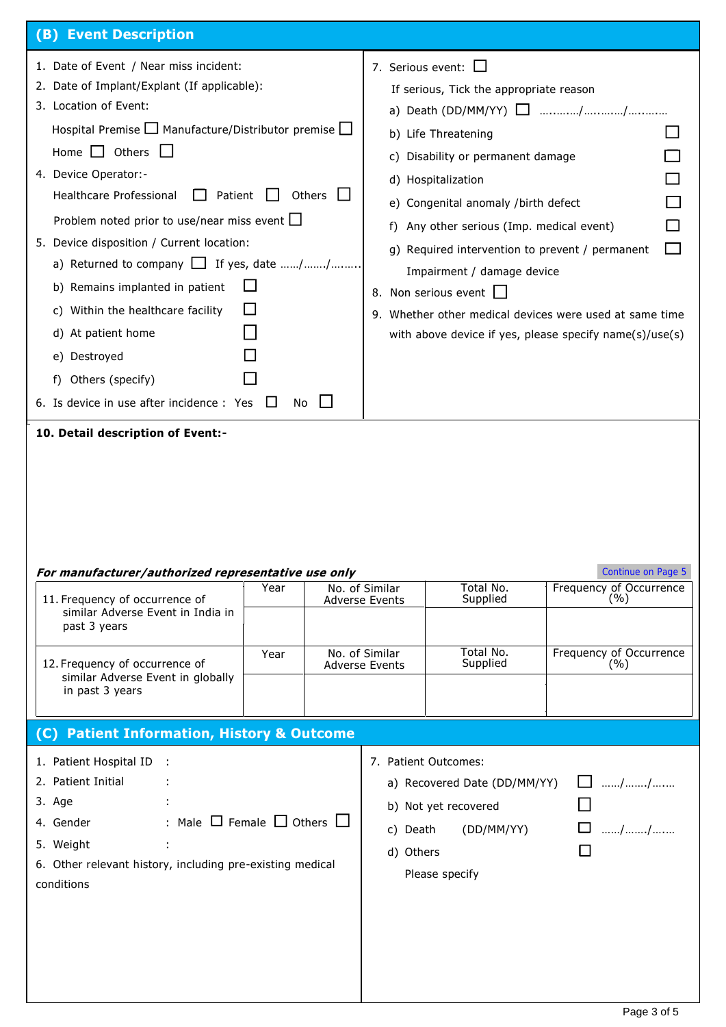## (B) Event Description

1. Date of Event / Near miss incident:
2. Date of Implant/Explant (If applicable):
3. Location of Event:

   Hospital Premise ☐ Manufacture/Distributor premise ☐

   Home ☐ Others ☐
4. Device Operator:-

   Healthcare Professional ☐ Patient ☐ Others ☐

   Problem noted prior to use/near miss event ☐
5. Device disposition / Current location:
   - a) Returned to company ☐ If yes, date ……/……./……..
   - b) Remains implanted in patient ☐
   - c) Within the healthcare facility ☐
   - d) At patient home ☐
   - e) Destroyed ☐
   - f) Others (specify) ☐
6. Is device in use after incidence : Yes ☐ No ☐
7. Serious event: ☐

   If serious, Tick the appropriate reason
   - a) Death (DD/MM/YY) ☐ …..……/…..……/…..……
   - b) Life Threatening ☐
   - c) Disability or permanent damage ☐
   - d) Hospitalization ☐
   - e) Congenital anomaly /birth defect ☐
   - f) Any other serious (Imp. medical event) ☐
   - g) Required intervention to prevent / permanent Impairment / damage device ☐
8. Non serious event ☐
9. Whether other medical devices were used at same time with above device if yes, please specify name(s)/use(s)

**10. Detail description of Event:-**

Continue on Page 5

***For manufacturer/authorized representative use only***

| | Year | No. of Similar Adverse Events | Total No. Supplied | Frequency of Occurrence (%) |
|---|---|---|---|---|
| 11. Frequency of occurrence of similar Adverse Event in India in past 3 years | | | | |
| | Year | No. of Similar Adverse Events | Total No. Supplied | Frequency of Occurrence (%) |
| 12. Frequency of occurrence of similar Adverse Event in globally in past 3 years | | | | |

## (C) Patient Information, History & Outcome

1. Patient Hospital ID :
2. Patient Initial :
3. Age :
4. Gender : Male ☐ Female ☐ Others ☐
5. Weight :
6. Other relevant history, including pre-existing medical conditions
7. Patient Outcomes:
   - a) Recovered Date (DD/MM/YY) ☐ ……/……./…….
   - b) Not yet recovered ☐
   - c) Death (DD/MM/YY) ☐ ……/……./…….
   - d) Others ☐

     Please specify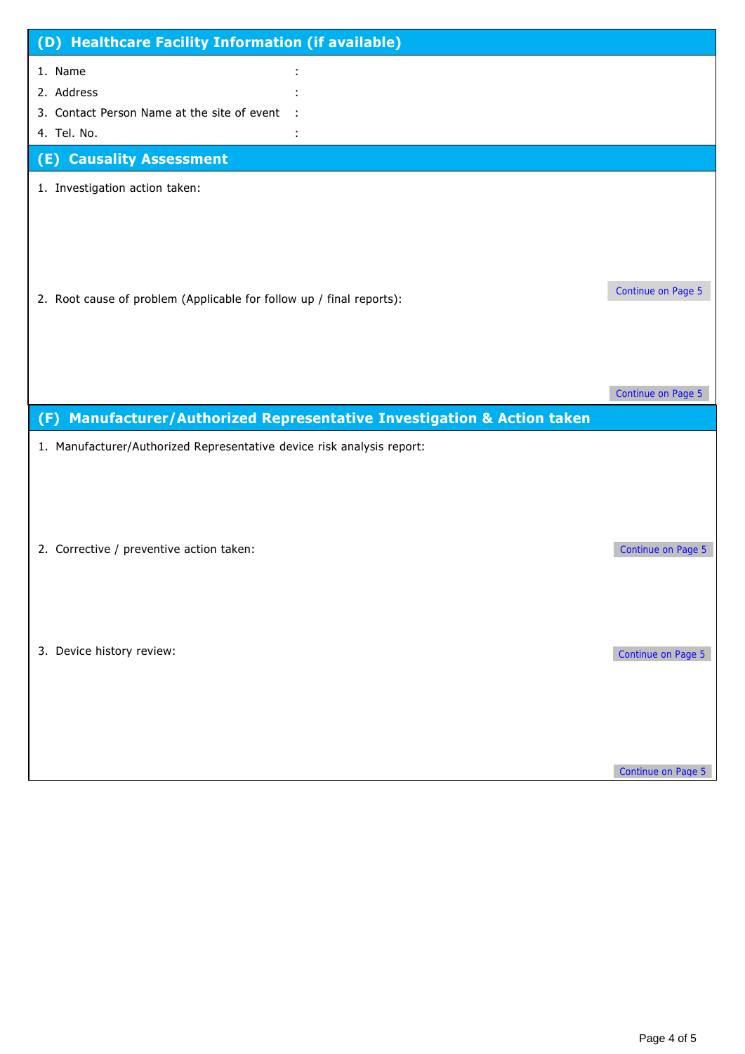## (D) Healthcare Facility Information (if available)

1. Name :
2. Address :
3. Contact Person Name at the site of event :
4. Tel. No. :

## (E) Causality Assessment

1. Investigation action taken:

Continue on Page 5

2. Root cause of problem (Applicable for follow up / final reports):

Continue on Page 5

## (F) Manufacturer/Authorized Representative Investigation & Action taken

1. Manufacturer/Authorized Representative device risk analysis report:

Continue on Page 5

2. Corrective / preventive action taken:

Continue on Page 5

3. Device history review:

Continue on Page 5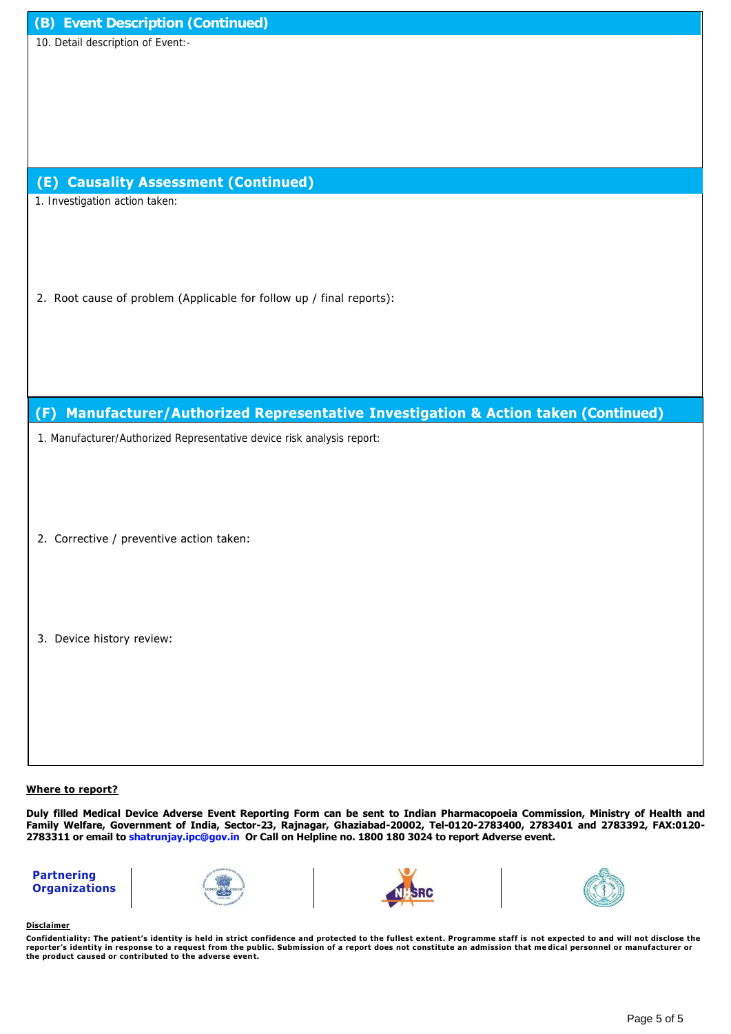## (B) Event Description (Continued)

10. Detail description of Event:-

## (E) Causality Assessment (Continued)

1. Investigation action taken:

2. Root cause of problem (Applicable for follow up / final reports):

## (F) Manufacturer/Authorized Representative Investigation & Action taken (Continued)

1. Manufacturer/Authorized Representative device risk analysis report:

2. Corrective / preventive action taken:

3. Device history review:

**Where to report?**

**Duly filled Medical Device Adverse Event Reporting Form can be sent to Indian Pharmacopoeia Commission, Ministry of Health and Family Welfare, Government of India, Sector-23, Rajnagar, Ghaziabad-20002, Tel-0120-2783400, 2783401 and 2783392, FAX:0120-2783311 or email to shatrunjay.ipc@gov.in Or Call on Helpline no. 1800 180 3024 to report Adverse event.**

**Partnering Organizations**

**Disclaimer**

**Confidentiality: The patient's identity is held in strict confidence and protected to the fullest extent. Programme staff is not expected to and will not disclose the reporter's identity in response to a request from the public. Submission of a report does not constitute an admission that medical personnel or manufacturer or the product caused or contributed to the adverse event.**